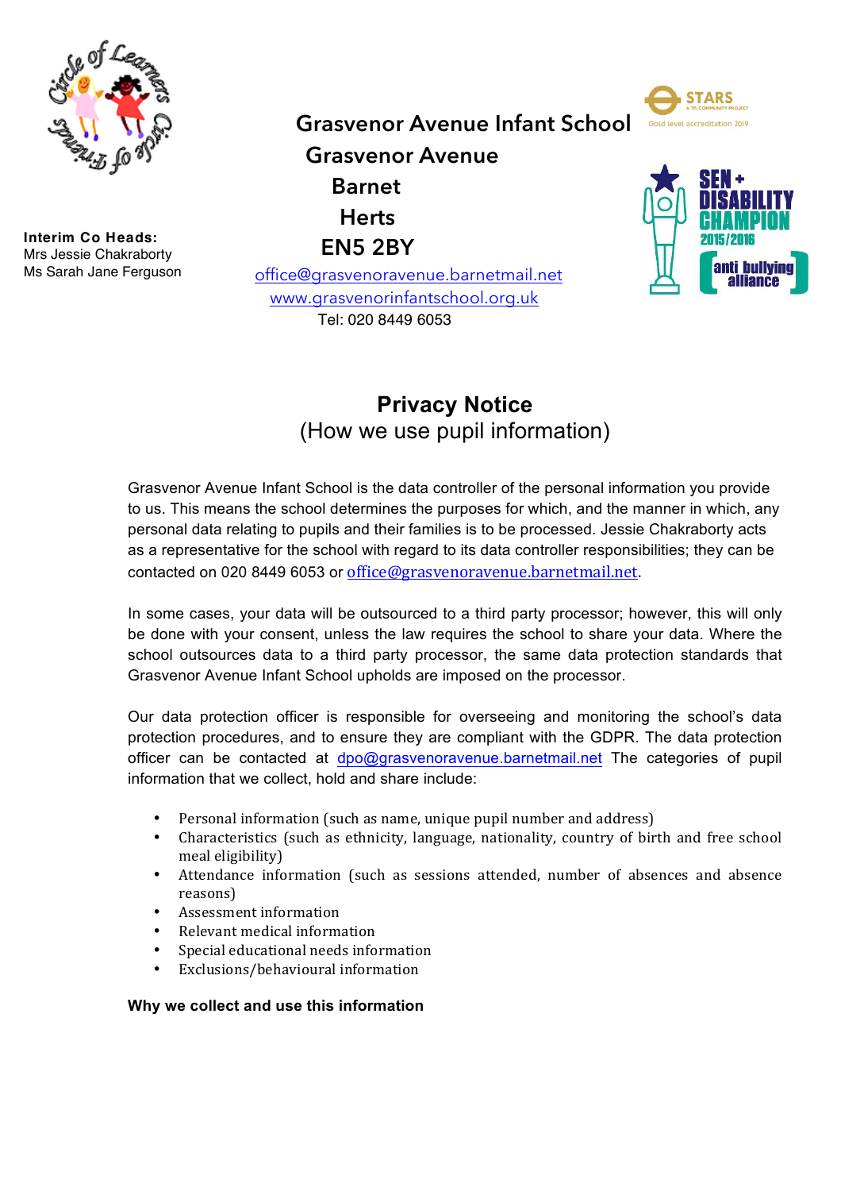Grasvenor Avenue Infant School
Grasvenor Avenue
Barnet
Herts
EN5 2BY
office@grasvenoravenue.barnetmail.net
www.grasvenorinfantschool.org.uk
Tel: 020 8449 6053

**Interim Co Heads:**
Mrs Jessie Chakraborty
Ms Sarah Jane Ferguson

# Privacy Notice
## (How we use pupil information)

Grasvenor Avenue Infant School is the data controller of the personal information you provide to us. This means the school determines the purposes for which, and the manner in which, any personal data relating to pupils and their families is to be processed. Jessie Chakraborty acts as a representative for the school with regard to its data controller responsibilities; they can be contacted on 020 8449 6053 or office@grasvenoravenue.barnetmail.net.

In some cases, your data will be outsourced to a third party processor; however, this will only be done with your consent, unless the law requires the school to share your data. Where the school outsources data to a third party processor, the same data protection standards that Grasvenor Avenue Infant School upholds are imposed on the processor.

Our data protection officer is responsible for overseeing and monitoring the school's data protection procedures, and to ensure they are compliant with the GDPR. The data protection officer can be contacted at dpo@grasvenoravenue.barnetmail.net The categories of pupil information that we collect, hold and share include:

- Personal information (such as name, unique pupil number and address)
- Characteristics (such as ethnicity, language, nationality, country of birth and free school meal eligibility)
- Attendance information (such as sessions attended, number of absences and absence reasons)
- Assessment information
- Relevant medical information
- Special educational needs information
- Exclusions/behavioural information

**Why we collect and use this information**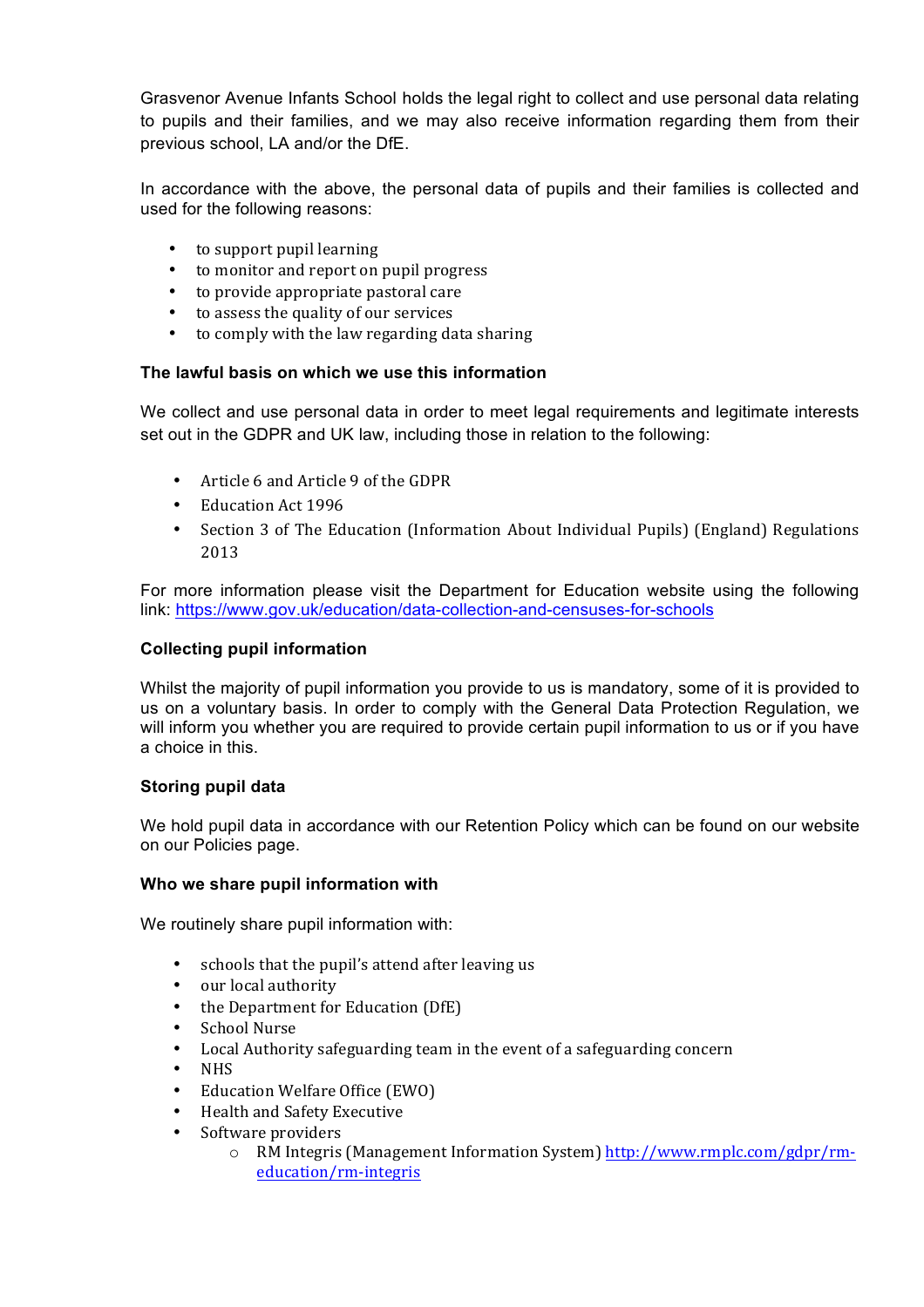Grasvenor Avenue Infants School holds the legal right to collect and use personal data relating to pupils and their families, and we may also receive information regarding them from their previous school, LA and/or the DfE.

In accordance with the above, the personal data of pupils and their families is collected and used for the following reasons:

- to support pupil learning
- to monitor and report on pupil progress
- to provide appropriate pastoral care
- to assess the quality of our services
- to comply with the law regarding data sharing

**The lawful basis on which we use this information**

We collect and use personal data in order to meet legal requirements and legitimate interests set out in the GDPR and UK law, including those in relation to the following:

- Article 6 and Article 9 of the GDPR
- Education Act 1996
- Section 3 of The Education (Information About Individual Pupils) (England) Regulations 2013

For more information please visit the Department for Education website using the following link: [https://www.gov.uk/education/data-collection-and-censuses-for-schools](https://www.gov.uk/education/data-collection-and-censuses-for-schools)

**Collecting pupil information**

Whilst the majority of pupil information you provide to us is mandatory, some of it is provided to us on a voluntary basis. In order to comply with the General Data Protection Regulation, we will inform you whether you are required to provide certain pupil information to us or if you have a choice in this.

**Storing pupil data**

We hold pupil data in accordance with our Retention Policy which can be found on our website on our Policies page.

**Who we share pupil information with**

We routinely share pupil information with:

- schools that the pupil's attend after leaving us
- our local authority
- the Department for Education (DfE)
- School Nurse
- Local Authority safeguarding team in the event of a safeguarding concern
- NHS
- Education Welfare Office (EWO)
- Health and Safety Executive
- Software providers
    - RM Integris (Management Information System) [http://www.rmplc.com/gdpr/rm-education/rm-integris](http://www.rmplc.com/gdpr/rm-education/rm-integris)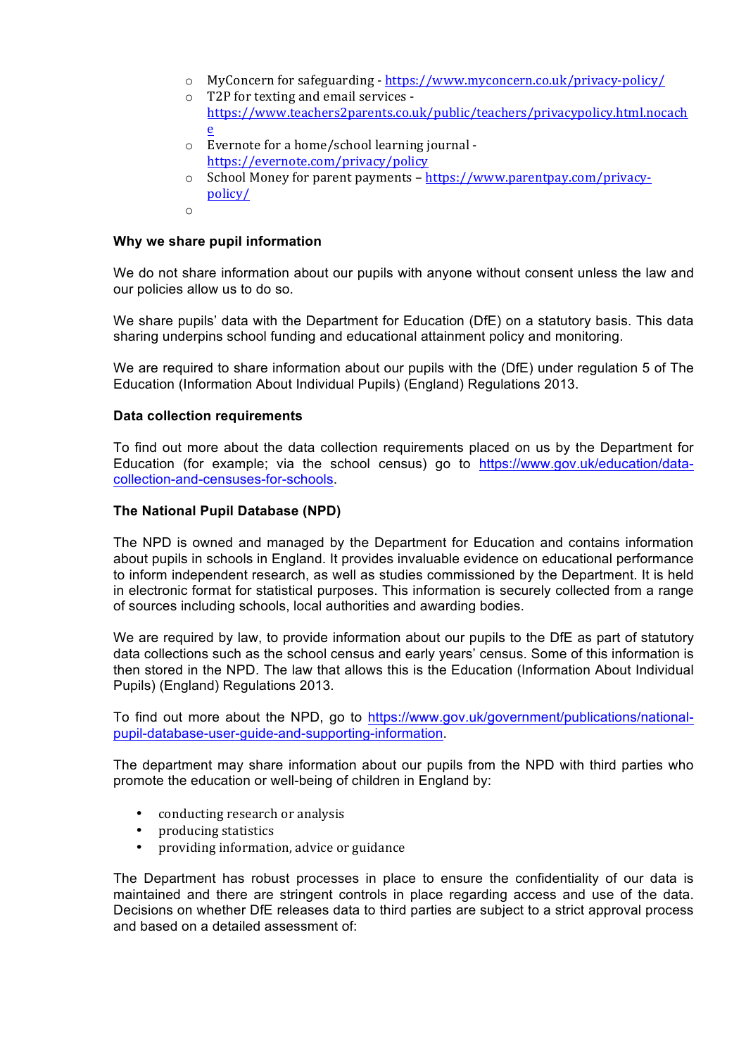- MyConcern for safeguarding - https://www.myconcern.co.uk/privacy-policy/
- T2P for texting and email services - https://www.teachers2parents.co.uk/public/teachers/privacypolicy.html.nocache
- Evernote for a home/school learning journal - https://evernote.com/privacy/policy
- School Money for parent payments – https://www.parentpay.com/privacy-policy/
- 

**Why we share pupil information**

We do not share information about our pupils with anyone without consent unless the law and our policies allow us to do so.

We share pupils' data with the Department for Education (DfE) on a statutory basis. This data sharing underpins school funding and educational attainment policy and monitoring.

We are required to share information about our pupils with the (DfE) under regulation 5 of The Education (Information About Individual Pupils) (England) Regulations 2013.

**Data collection requirements**

To find out more about the data collection requirements placed on us by the Department for Education (for example; via the school census) go to https://www.gov.uk/education/data-collection-and-censuses-for-schools.

**The National Pupil Database (NPD)**

The NPD is owned and managed by the Department for Education and contains information about pupils in schools in England. It provides invaluable evidence on educational performance to inform independent research, as well as studies commissioned by the Department. It is held in electronic format for statistical purposes. This information is securely collected from a range of sources including schools, local authorities and awarding bodies.

We are required by law, to provide information about our pupils to the DfE as part of statutory data collections such as the school census and early years' census. Some of this information is then stored in the NPD. The law that allows this is the Education (Information About Individual Pupils) (England) Regulations 2013.

To find out more about the NPD, go to https://www.gov.uk/government/publications/national-pupil-database-user-guide-and-supporting-information.

The department may share information about our pupils from the NPD with third parties who promote the education or well-being of children in England by:

- conducting research or analysis
- producing statistics
- providing information, advice or guidance

The Department has robust processes in place to ensure the confidentiality of our data is maintained and there are stringent controls in place regarding access and use of the data. Decisions on whether DfE releases data to third parties are subject to a strict approval process and based on a detailed assessment of: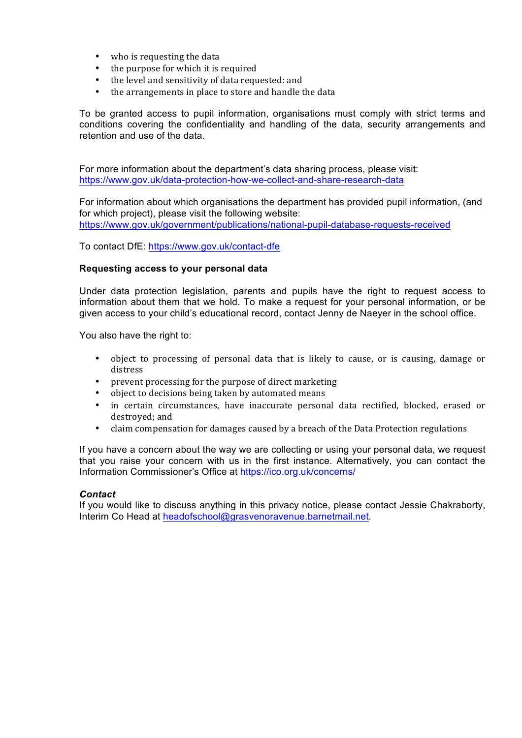- who is requesting the data
- the purpose for which it is required
- the level and sensitivity of data requested: and
- the arrangements in place to store and handle the data

To be granted access to pupil information, organisations must comply with strict terms and conditions covering the confidentiality and handling of the data, security arrangements and retention and use of the data.

For more information about the department's data sharing process, please visit: https://www.gov.uk/data-protection-how-we-collect-and-share-research-data

For information about which organisations the department has provided pupil information, (and for which project), please visit the following website: https://www.gov.uk/government/publications/national-pupil-database-requests-received

To contact DfE: https://www.gov.uk/contact-dfe

**Requesting access to your personal data**

Under data protection legislation, parents and pupils have the right to request access to information about them that we hold. To make a request for your personal information, or be given access to your child's educational record, contact Jenny de Naeyer in the school office.

You also have the right to:

- object to processing of personal data that is likely to cause, or is causing, damage or distress
- prevent processing for the purpose of direct marketing
- object to decisions being taken by automated means
- in certain circumstances, have inaccurate personal data rectified, blocked, erased or destroyed; and
- claim compensation for damages caused by a breach of the Data Protection regulations

If you have a concern about the way we are collecting or using your personal data, we request that you raise your concern with us in the first instance. Alternatively, you can contact the Information Commissioner's Office at https://ico.org.uk/concerns/

***Contact***
If you would like to discuss anything in this privacy notice, please contact Jessie Chakraborty, Interim Co Head at headofschool@grasvenoravenue.barnetmail.net.